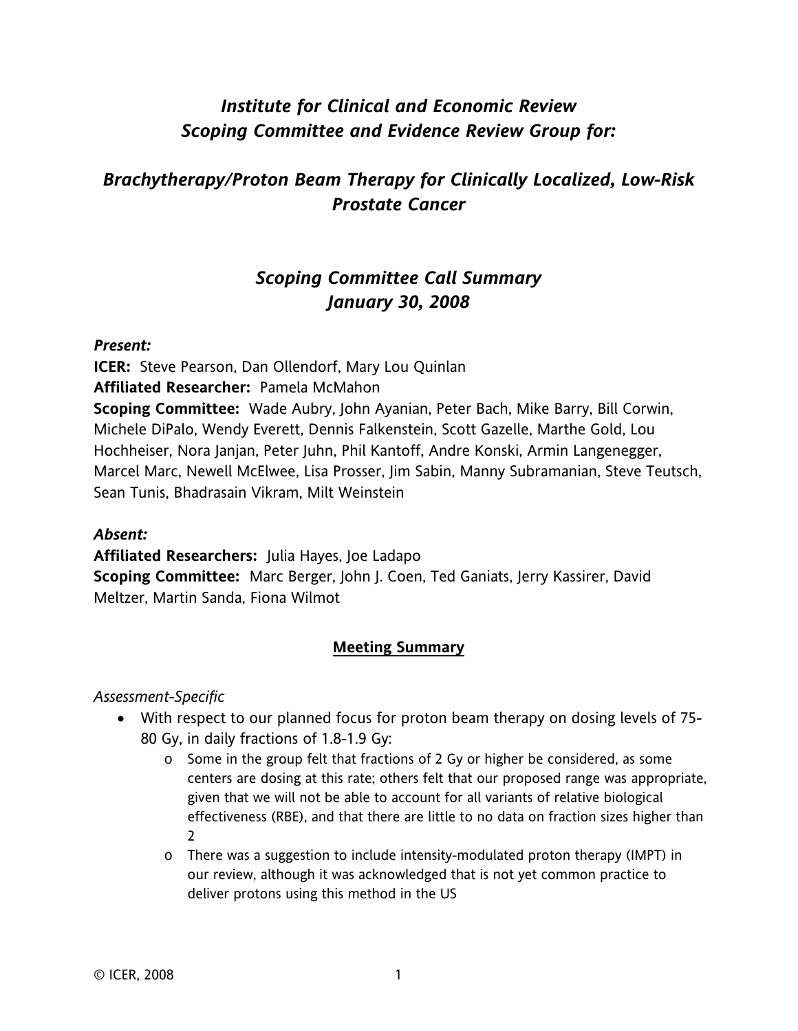# *Institute for Clinical and Economic Review*
# *Scoping Committee and Evidence Review Group for:*

## *Brachytherapy/Proton Beam Therapy for Clinically Localized, Low-Risk Prostate Cancer*

## *Scoping Committee Call Summary*
## *January 30, 2008*

***Present:***

**ICER:** Steve Pearson, Dan Ollendorf, Mary Lou Quinlan
**Affiliated Researcher:** Pamela McMahon
**Scoping Committee:** Wade Aubry, John Ayanian, Peter Bach, Mike Barry, Bill Corwin, Michele DiPalo, Wendy Everett, Dennis Falkenstein, Scott Gazelle, Marthe Gold, Lou Hochheiser, Nora Janjan, Peter Juhn, Phil Kantoff, Andre Konski, Armin Langenegger, Marcel Marc, Newell McElwee, Lisa Prosser, Jim Sabin, Manny Subramanian, Steve Teutsch, Sean Tunis, Bhadrasain Vikram, Milt Weinstein

***Absent:***

**Affiliated Researchers:** Julia Hayes, Joe Ladapo
**Scoping Committee:** Marc Berger, John J. Coen, Ted Ganiats, Jerry Kassirer, David Meltzer, Martin Sanda, Fiona Wilmot

### Meeting Summary

*Assessment-Specific*

- With respect to our planned focus for proton beam therapy on dosing levels of 75-80 Gy, in daily fractions of 1.8-1.9 Gy:
  - Some in the group felt that fractions of 2 Gy or higher be considered, as some centers are dosing at this rate; others felt that our proposed range was appropriate, given that we will not be able to account for all variants of relative biological effectiveness (RBE), and that there are little to no data on fraction sizes higher than 2
  - There was a suggestion to include intensity-modulated proton therapy (IMPT) in our review, although it was acknowledged that is not yet common practice to deliver protons using this method in the US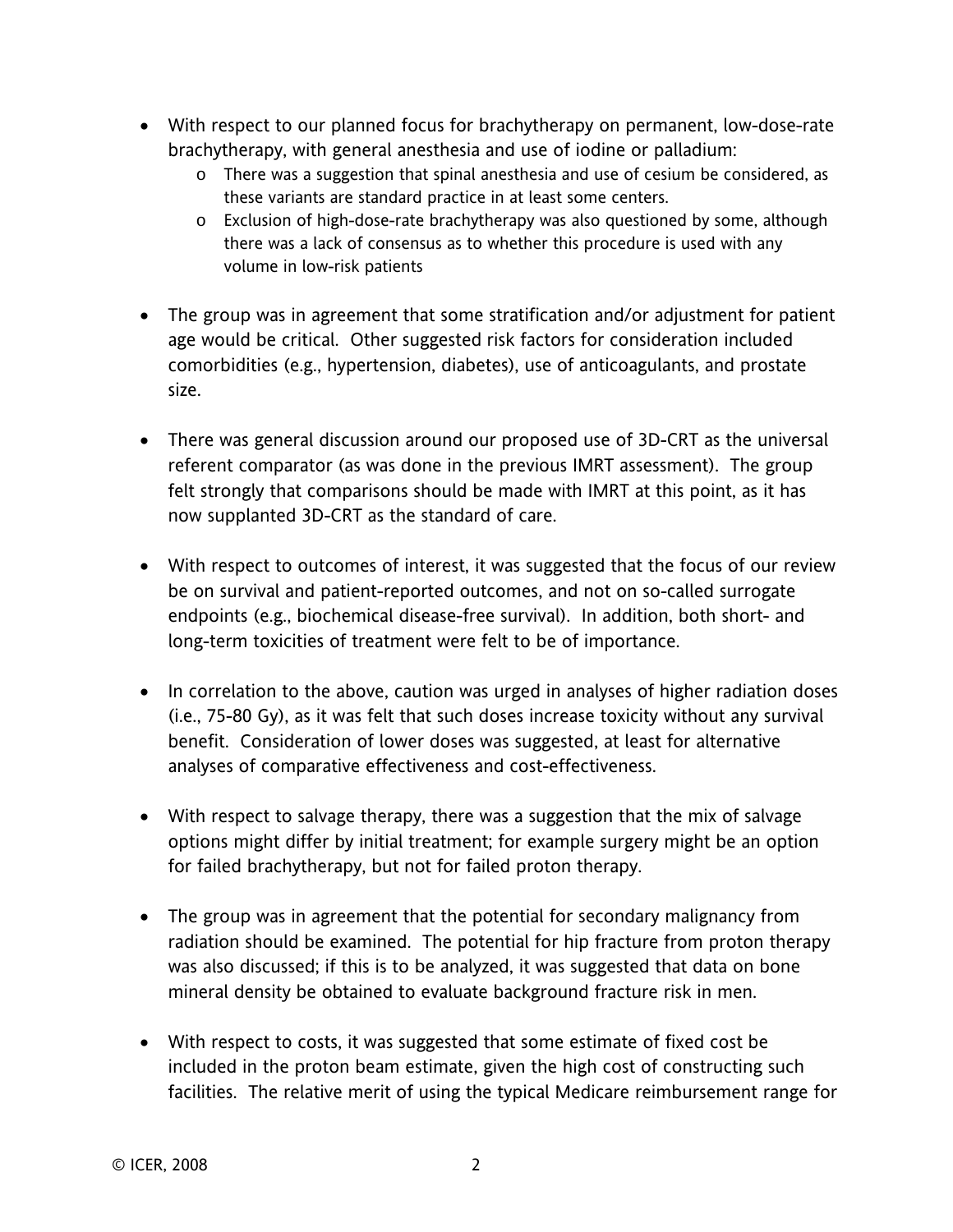- With respect to our planned focus for brachytherapy on permanent, low-dose-rate brachytherapy, with general anesthesia and use of iodine or palladium:
  - There was a suggestion that spinal anesthesia and use of cesium be considered, as these variants are standard practice in at least some centers.
  - Exclusion of high-dose-rate brachytherapy was also questioned by some, although there was a lack of consensus as to whether this procedure is used with any volume in low-risk patients

- The group was in agreement that some stratification and/or adjustment for patient age would be critical. Other suggested risk factors for consideration included comorbidities (e.g., hypertension, diabetes), use of anticoagulants, and prostate size.

- There was general discussion around our proposed use of 3D-CRT as the universal referent comparator (as was done in the previous IMRT assessment). The group felt strongly that comparisons should be made with IMRT at this point, as it has now supplanted 3D-CRT as the standard of care.

- With respect to outcomes of interest, it was suggested that the focus of our review be on survival and patient-reported outcomes, and not on so-called surrogate endpoints (e.g., biochemical disease-free survival). In addition, both short- and long-term toxicities of treatment were felt to be of importance.

- In correlation to the above, caution was urged in analyses of higher radiation doses (i.e., 75-80 Gy), as it was felt that such doses increase toxicity without any survival benefit. Consideration of lower doses was suggested, at least for alternative analyses of comparative effectiveness and cost-effectiveness.

- With respect to salvage therapy, there was a suggestion that the mix of salvage options might differ by initial treatment; for example surgery might be an option for failed brachytherapy, but not for failed proton therapy.

- The group was in agreement that the potential for secondary malignancy from radiation should be examined. The potential for hip fracture from proton therapy was also discussed; if this is to be analyzed, it was suggested that data on bone mineral density be obtained to evaluate background fracture risk in men.

- With respect to costs, it was suggested that some estimate of fixed cost be included in the proton beam estimate, given the high cost of constructing such facilities. The relative merit of using the typical Medicare reimbursement range for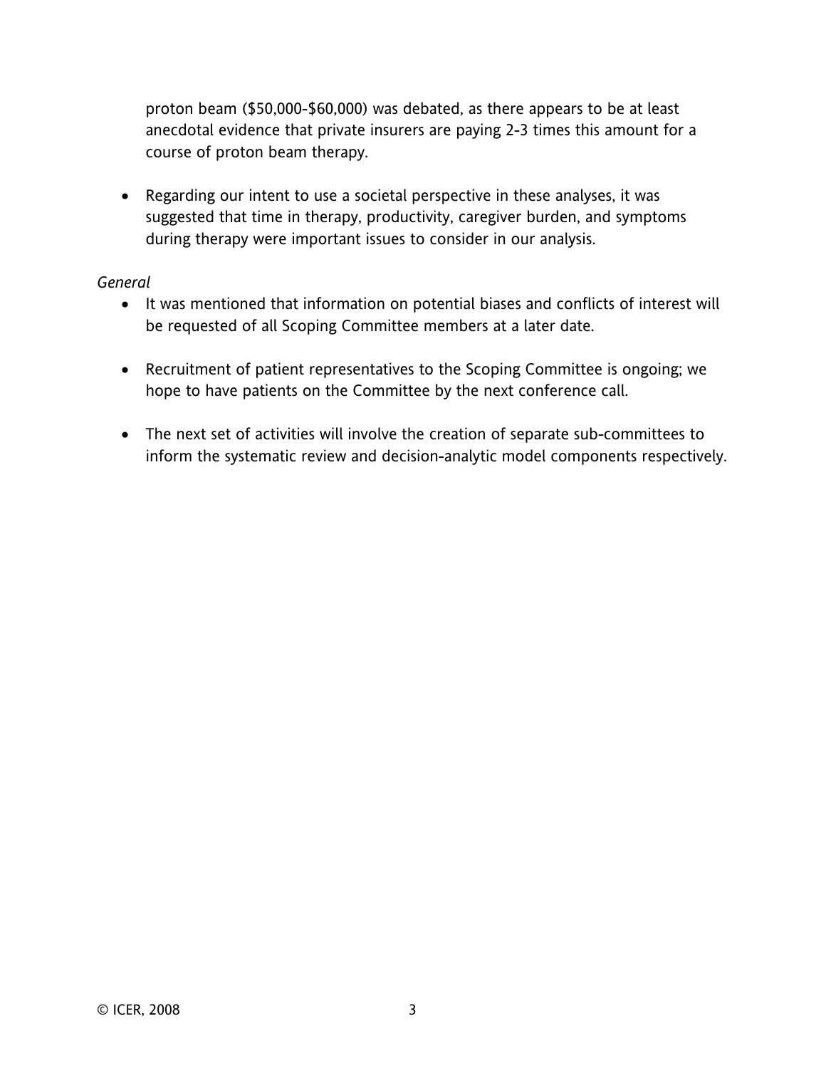proton beam ($50,000-$60,000) was debated, as there appears to be at least anecdotal evidence that private insurers are paying 2-3 times this amount for a course of proton beam therapy.

- Regarding our intent to use a societal perspective in these analyses, it was suggested that time in therapy, productivity, caregiver burden, and symptoms during therapy were important issues to consider in our analysis.

*General*

- It was mentioned that information on potential biases and conflicts of interest will be requested of all Scoping Committee members at a later date.

- Recruitment of patient representatives to the Scoping Committee is ongoing; we hope to have patients on the Committee by the next conference call.

- The next set of activities will involve the creation of separate sub-committees to inform the systematic review and decision-analytic model components respectively.